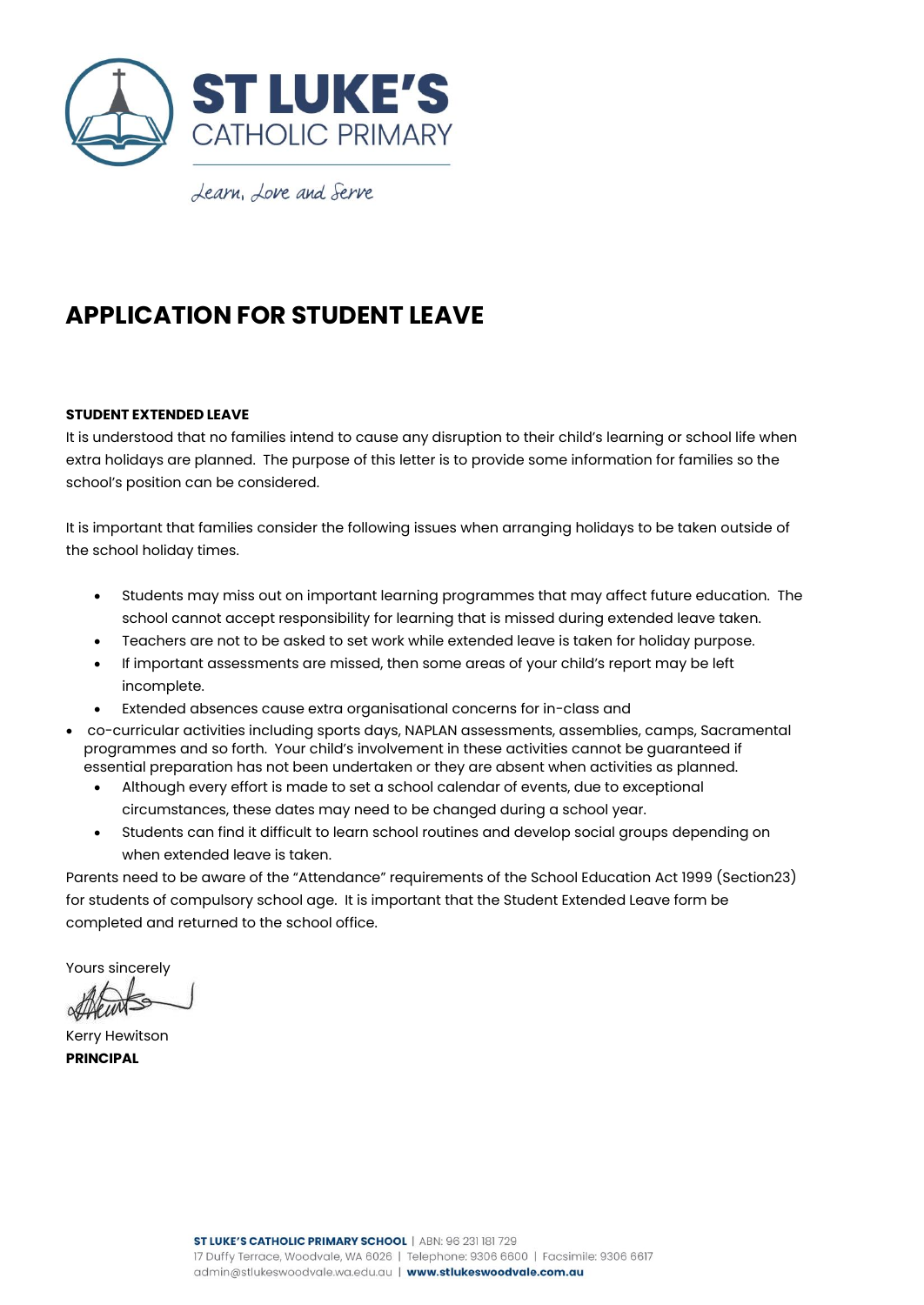# ST LUKE'S
CATHOLIC PRIMARY

*Learn, Love and Serve*

## APPLICATION FOR STUDENT LEAVE

**STUDENT EXTENDED LEAVE**

It is understood that no families intend to cause any disruption to their child's learning or school life when extra holidays are planned. The purpose of this letter is to provide some information for families so the school's position can be considered.

It is important that families consider the following issues when arranging holidays to be taken outside of the school holiday times.

- Students may miss out on important learning programmes that may affect future education. The school cannot accept responsibility for learning that is missed during extended leave taken.
- Teachers are not to be asked to set work while extended leave is taken for holiday purpose.
- If important assessments are missed, then some areas of your child's report may be left incomplete.
- Extended absences cause extra organisational concerns for in-class and
- co-curricular activities including sports days, NAPLAN assessments, assemblies, camps, Sacramental programmes and so forth. Your child's involvement in these activities cannot be guaranteed if essential preparation has not been undertaken or they are absent when activities as planned.
- Although every effort is made to set a school calendar of events, due to exceptional circumstances, these dates may need to be changed during a school year.
- Students can find it difficult to learn school routines and develop social groups depending on when extended leave is taken.

Parents need to be aware of the "Attendance" requirements of the School Education Act 1999 (Section23) for students of compulsory school age. It is important that the Student Extended Leave form be completed and returned to the school office.

Yours sincerely

Kerry Hewitson
**PRINCIPAL**

**ST LUKE'S CATHOLIC PRIMARY SCHOOL** | ABN: 96 231 181 729
17 Duffy Terrace, Woodvale, WA 6026 | Telephone: 9306 6600 | Facsimile: 9306 6617
admin@stlukeswoodvale.wa.edu.au | **www.stlukeswoodvale.com.au**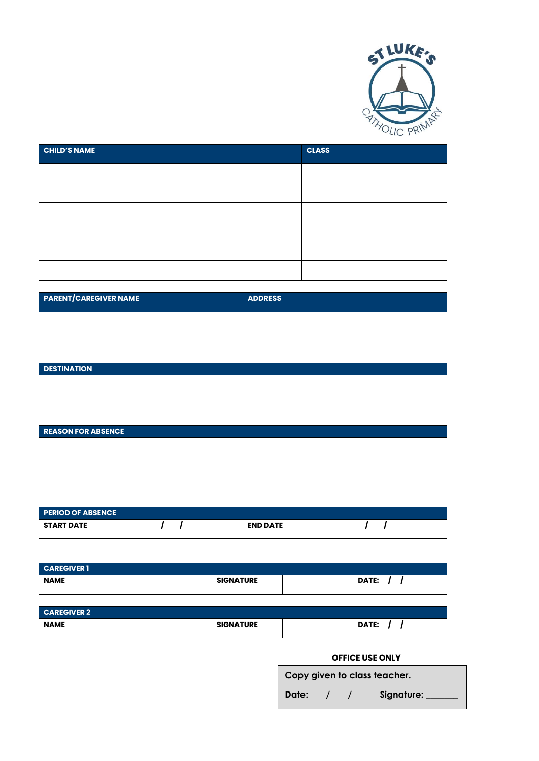ST LUKE'S CATHOLIC PRIMARY

| CHILD'S NAME | CLASS |
|---|---|
| | |
| | |
| | |
| | |
| | |
| | |

| PARENT/CAREGIVER NAME | ADDRESS |
|---|---|
| | |
| | |

| DESTINATION |
|---|
| |

| REASON FOR ABSENCE |
|---|
| |

| PERIOD OF ABSENCE | | | |
|---|---|---|---|
| START DATE | / / | END DATE | / / |

| CAREGIVER 1 | | | | |
|---|---|---|---|---|
| NAME | | SIGNATURE | | DATE: / / |

| CAREGIVER 2 | | | | |
|---|---|---|---|---|
| NAME | | SIGNATURE | | DATE: / / |

**OFFICE USE ONLY**

Copy given to class teacher.

Date: ___/___/___ Signature: _______